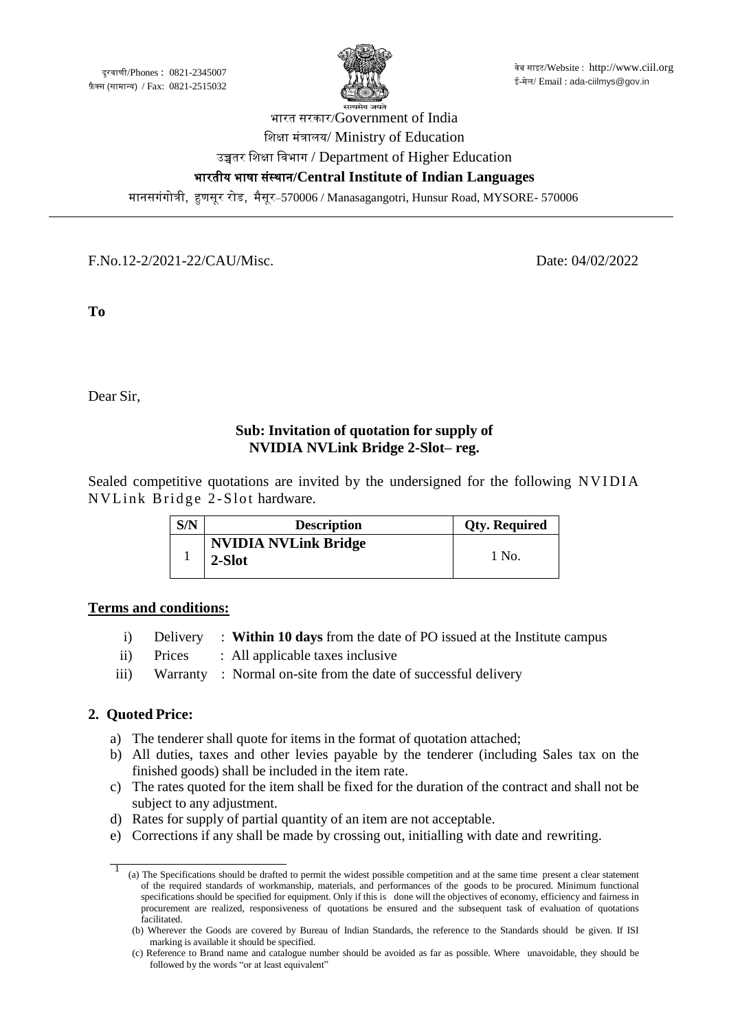दूरवाणी/Phones : 0821-2345007
फ़ैक्स (सामान्य) / Fax: 0821-2515032

वेब साइट/Website : http://www.ciil.org
ई-मेल/ Email : ada-ciilmys@gov.in

सत्यमेव जयते

भारत सरकार/Government of India
शिक्षा मंत्रालय/ Ministry of Education
उच्चतर शिक्षा विभाग / Department of Higher Education
**भारतीय भाषा संस्थान/Central Institute of Indian Languages**
मानसगंगोत्री, हुणसूर रोड, मैसूर–570006 / Manasagangotri, Hunsur Road, MYSORE- 570006

---

F.No.12-2/2021-22/CAU/Misc. Date: 04/02/2022

**To**

Dear Sir,

**Sub: Invitation of quotation for supply of NVIDIA NVLink Bridge 2-Slot– reg.**

Sealed competitive quotations are invited by the undersigned for the following NVIDIA NVLink Bridge 2-Slot hardware.

| S/N | Description | Qty. Required |
|---|---|---|
| 1 | **NVIDIA NVLink Bridge 2-Slot** | 1 No. |

## Terms and conditions:

i) Delivery : **Within 10 days** from the date of PO issued at the Institute campus
ii) Prices : All applicable taxes inclusive
iii) Warranty : Normal on-site from the date of successful delivery

## 2. Quoted Price:

a) The tenderer shall quote for items in the format of quotation attached;
b) All duties, taxes and other levies payable by the tenderer (including Sales tax on the finished goods) shall be included in the item rate.
c) The rates quoted for the item shall be fixed for the duration of the contract and shall not be subject to any adjustment.
d) Rates for supply of partial quantity of an item are not acceptable.
e) Corrections if any shall be made by crossing out, initialling with date and rewriting.

---

[1] (a) The Specifications should be drafted to permit the widest possible competition and at the same time present a clear statement of the required standards of workmanship, materials, and performances of the goods to be procured. Minimum functional specifications should be specified for equipment. Only if this is done will the objectives of economy, efficiency and fairness in procurement are realized, responsiveness of quotations be ensured and the subsequent task of evaluation of quotations facilitated.

(b) Wherever the Goods are covered by Bureau of Indian Standards, the reference to the Standards should be given. If ISI marking is available it should be specified.

(c) Reference to Brand name and catalogue number should be avoided as far as possible. Where unavoidable, they should be followed by the words "or at least equivalent"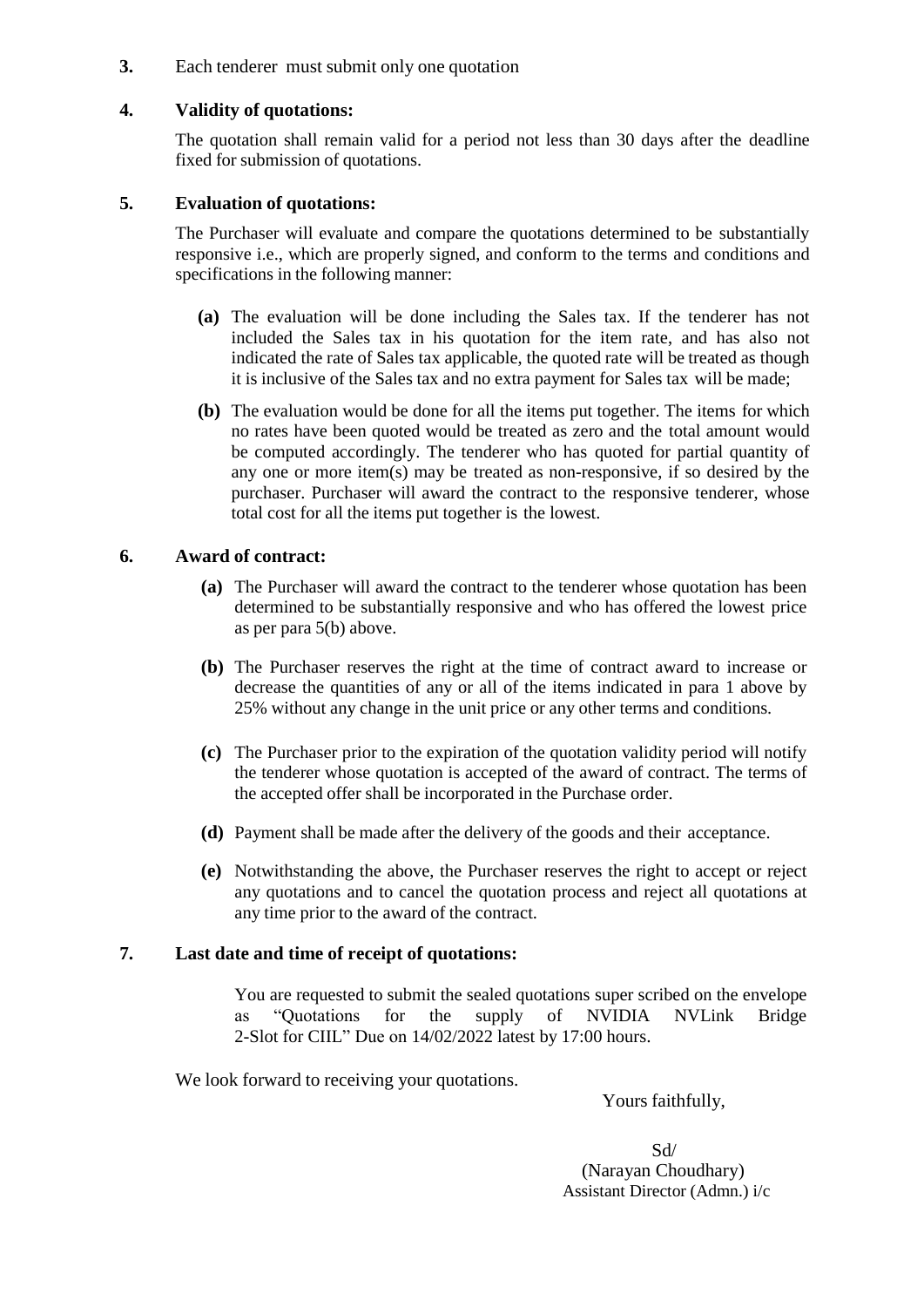**3.** Each tenderer must submit only one quotation

**4. Validity of quotations:**

The quotation shall remain valid for a period not less than 30 days after the deadline fixed for submission of quotations.

**5. Evaluation of quotations:**

The Purchaser will evaluate and compare the quotations determined to be substantially responsive i.e., which are properly signed, and conform to the terms and conditions and specifications in the following manner:

**(a)** The evaluation will be done including the Sales tax. If the tenderer has not included the Sales tax in his quotation for the item rate, and has also not indicated the rate of Sales tax applicable, the quoted rate will be treated as though it is inclusive of the Sales tax and no extra payment for Sales tax will be made;

**(b)** The evaluation would be done for all the items put together. The items for which no rates have been quoted would be treated as zero and the total amount would be computed accordingly. The tenderer who has quoted for partial quantity of any one or more item(s) may be treated as non-responsive, if so desired by the purchaser. Purchaser will award the contract to the responsive tenderer, whose total cost for all the items put together is the lowest.

**6. Award of contract:**

**(a)** The Purchaser will award the contract to the tenderer whose quotation has been determined to be substantially responsive and who has offered the lowest price as per para 5(b) above.

**(b)** The Purchaser reserves the right at the time of contract award to increase or decrease the quantities of any or all of the items indicated in para 1 above by 25% without any change in the unit price or any other terms and conditions.

**(c)** The Purchaser prior to the expiration of the quotation validity period will notify the tenderer whose quotation is accepted of the award of contract. The terms of the accepted offer shall be incorporated in the Purchase order.

**(d)** Payment shall be made after the delivery of the goods and their acceptance.

**(e)** Notwithstanding the above, the Purchaser reserves the right to accept or reject any quotations and to cancel the quotation process and reject all quotations at any time prior to the award of the contract.

**7. Last date and time of receipt of quotations:**

You are requested to submit the sealed quotations super scribed on the envelope as "Quotations for the supply of NVIDIA NVLink Bridge 2-Slot for CIIL" Due on 14/02/2022 latest by 17:00 hours.

We look forward to receiving your quotations.

Yours faithfully,

Sd/
(Narayan Choudhary)
Assistant Director (Admn.) i/c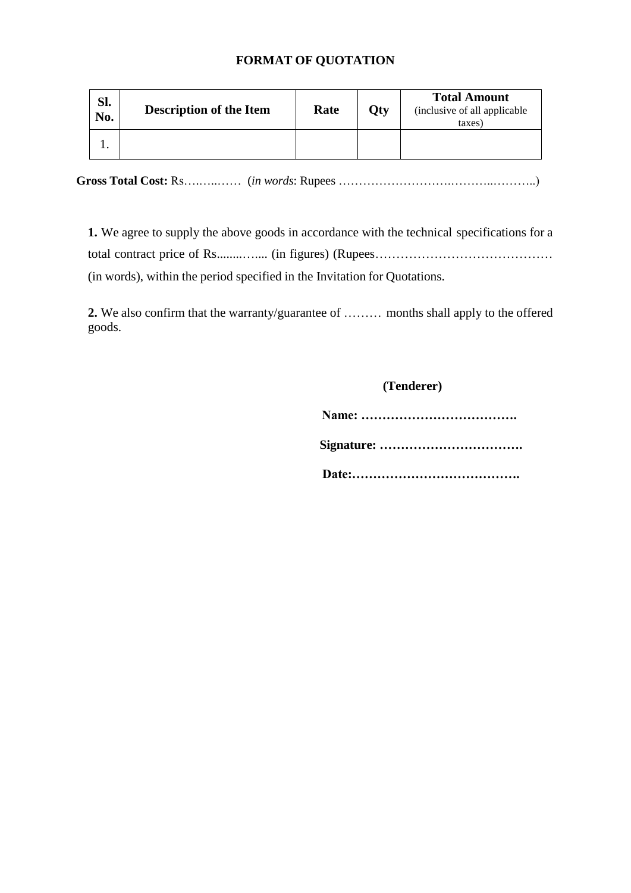# FORMAT OF QUOTATION

| Sl. No. | Description of the Item | Rate | Qty | Total Amount (inclusive of all applicable taxes) |
|---|---|---|---|---|
| 1. | | | | |

**Gross Total Cost:** Rs….….…… (*in words*: Rupees ……………………….………..………..)

**1.** We agree to supply the above goods in accordance with the technical specifications for a total contract price of Rs........….... (in figures) (Rupees…………………………………… (in words), within the period specified in the Invitation for Quotations.

**2.** We also confirm that the warranty/guarantee of ……… months shall apply to the offered goods.

**(Tenderer)**

**Name: ……………………………….**

**Signature: …………………………….**

**Date:………………………………….**